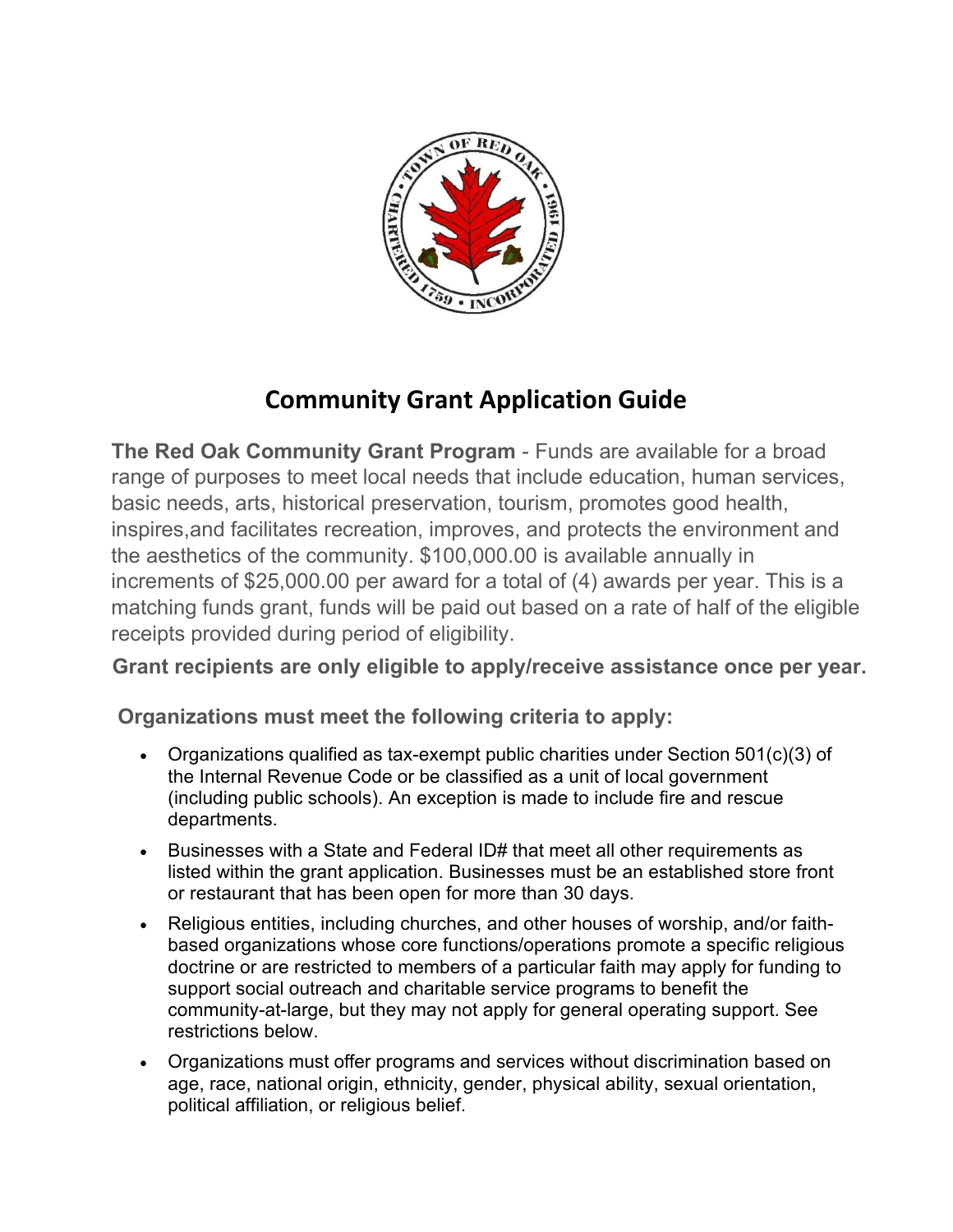# Community Grant Application Guide

**The Red Oak Community Grant Program** - Funds are available for a broad range of purposes to meet local needs that include education, human services, basic needs, arts, historical preservation, tourism, promotes good health, inspires,and facilitates recreation, improves, and protects the environment and the aesthetics of the community. $100,000.00 is available annually in increments of $25,000.00 per award for a total of (4) awards per year. This is a matching funds grant, funds will be paid out based on a rate of half of the eligible receipts provided during period of eligibility.

**Grant recipients are only eligible to apply/receive assistance once per year.**

**Organizations must meet the following criteria to apply:**

- Organizations qualified as tax-exempt public charities under Section 501(c)(3) of the Internal Revenue Code or be classified as a unit of local government (including public schools). An exception is made to include fire and rescue departments.
- Businesses with a State and Federal ID# that meet all other requirements as listed within the grant application. Businesses must be an established store front or restaurant that has been open for more than 30 days.
- Religious entities, including churches, and other houses of worship, and/or faith-based organizations whose core functions/operations promote a specific religious doctrine or are restricted to members of a particular faith may apply for funding to support social outreach and charitable service programs to benefit the community-at-large, but they may not apply for general operating support. See restrictions below.
- Organizations must offer programs and services without discrimination based on age, race, national origin, ethnicity, gender, physical ability, sexual orientation, political affiliation, or religious belief.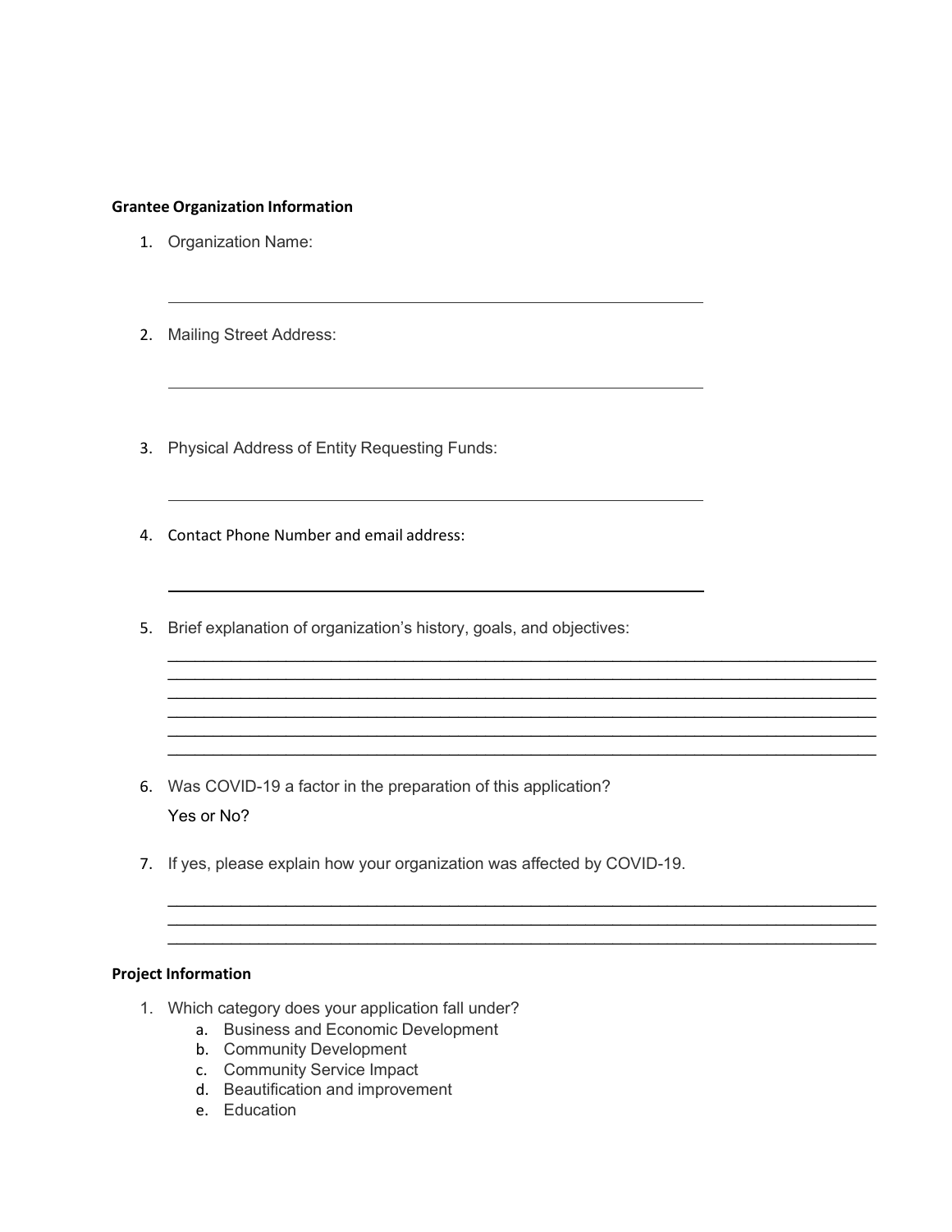**Grantee Organization Information**

1. Organization Name:

   ______________________________________________________

2. Mailing Street Address:

   ______________________________________________________

3. Physical Address of Entity Requesting Funds:

   ______________________________________________________

4. Contact Phone Number and email address:

   ______________________________________________________

5. Brief explanation of organization's history, goals, and objectives:

   ______________________________________________________
   ______________________________________________________
   ______________________________________________________
   ______________________________________________________
   ______________________________________________________
   ______________________________________________________

6. Was COVID-19 a factor in the preparation of this application?

   Yes or No?

7. If yes, please explain how your organization was affected by COVID-19.

   ______________________________________________________
   ______________________________________________________
   ______________________________________________________

**Project Information**

1. Which category does your application fall under?
   a. Business and Economic Development
   b. Community Development
   c. Community Service Impact
   d. Beautification and improvement
   e. Education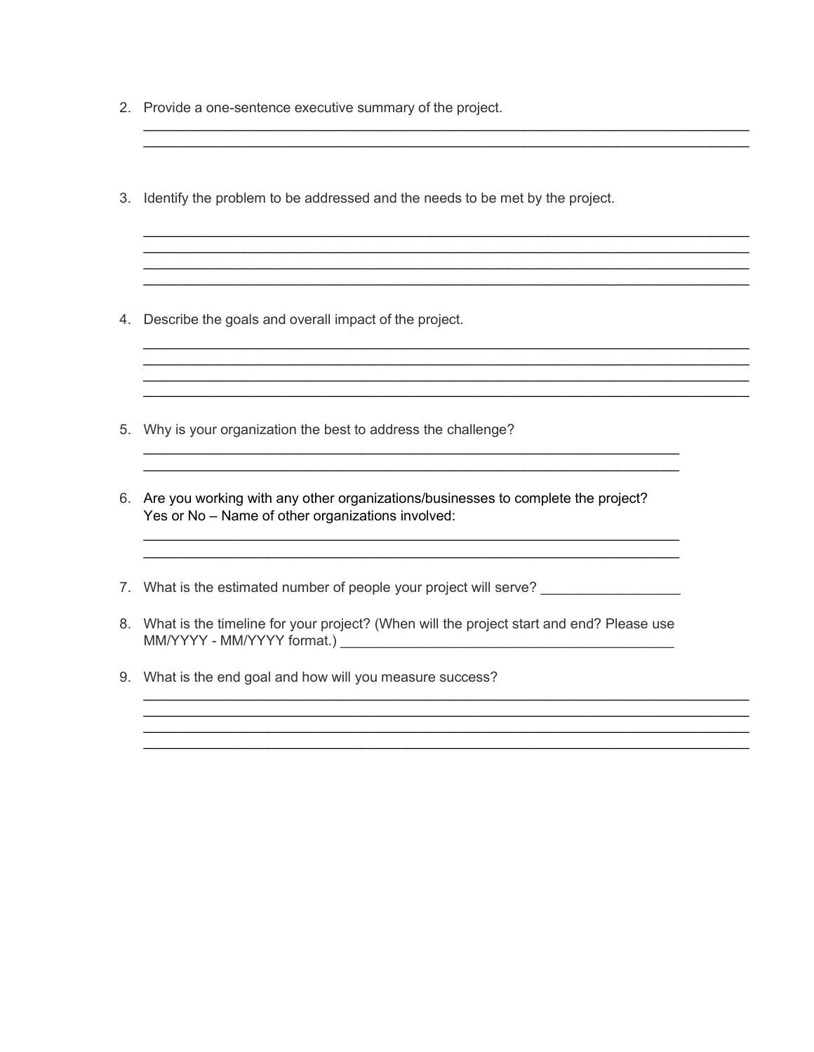2. Provide a one-sentence executive summary of the project.

   ______________________________________________________________________________
   ______________________________________________________________________________

3. Identify the problem to be addressed and the needs to be met by the project.

   ______________________________________________________________________________
   ______________________________________________________________________________
   ______________________________________________________________________________
   ______________________________________________________________________________

4. Describe the goals and overall impact of the project.

   ______________________________________________________________________________
   ______________________________________________________________________________
   ______________________________________________________________________________
   ______________________________________________________________________________

5. Why is your organization the best to address the challenge?

   _____________________________________________________________________
   _____________________________________________________________________

6. Are you working with any other organizations/businesses to complete the project?
   Yes or No – Name of other organizations involved:

   _____________________________________________________________________
   _____________________________________________________________________

7. What is the estimated number of people your project will serve? __________________

8. What is the timeline for your project? (When will the project start and end? Please use MM/YYYY - MM/YYYY format.) ___________________________________________

9. What is the end goal and how will you measure success?

   ______________________________________________________________________________
   ______________________________________________________________________________
   ______________________________________________________________________________
   ______________________________________________________________________________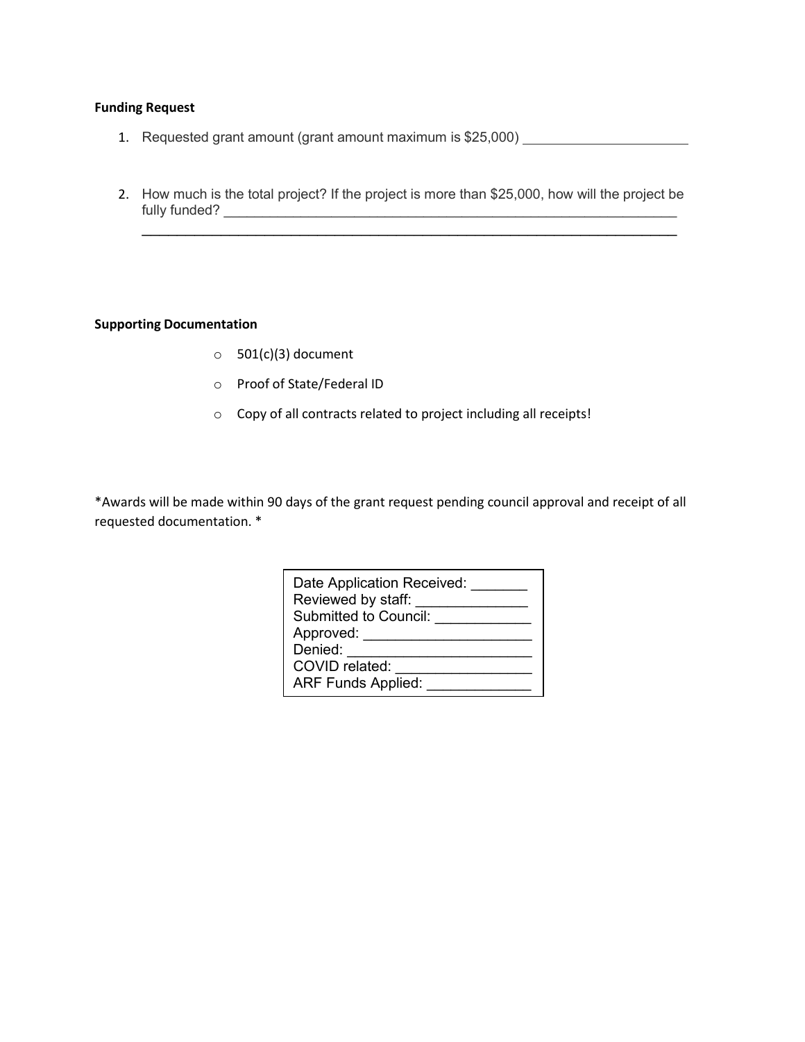**Funding Request**

1. Requested grant amount (grant amount maximum is $25,000) ______________________

2. How much is the total project? If the project is more than $25,000, how will the project be fully funded? ____________________________________________________________
   ______________________________________________________________________

**Supporting Documentation**

- 501(c)(3) document
- Proof of State/Federal ID
- Copy of all contracts related to project including all receipts!

*Awards will be made within 90 days of the grant request pending council approval and receipt of all requested documentation. *

Date Application Received: _______
Reviewed by staff: ______________
Submitted to Council: ____________
Approved: _____________________
Denied: _______________________
COVID related: _________________
ARF Funds Applied: _____________